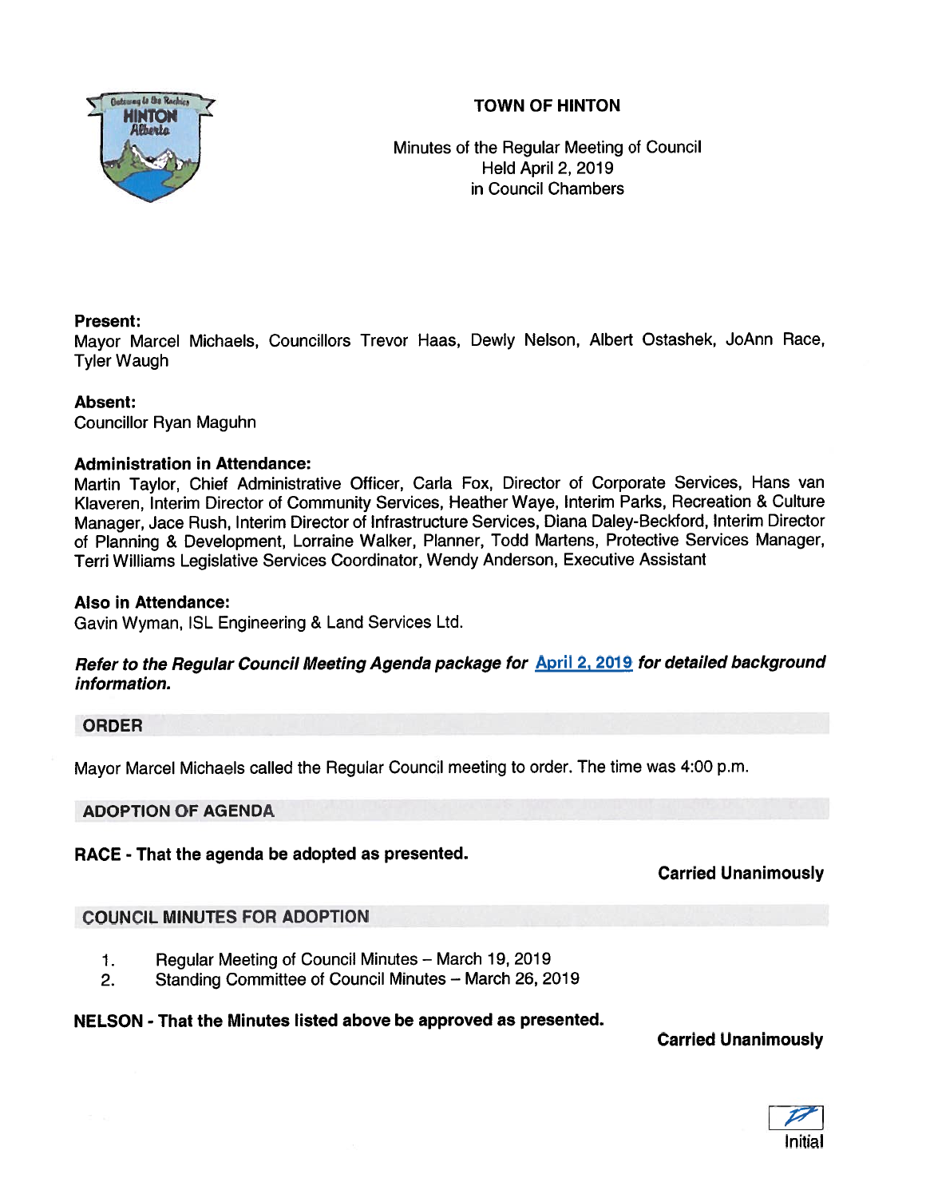# TOWN OF HINTON

Minutes of the Regular Meeting of Council
Held April 2, 2019
in Council Chambers

**Present:**
Mayor Marcel Michaels, Councillors Trevor Haas, Dewly Nelson, Albert Ostashek, JoAnn Race, Tyler Waugh

**Absent:**
Councillor Ryan Maguhn

**Administration in Attendance:**
Martin Taylor, Chief Administrative Officer, Carla Fox, Director of Corporate Services, Hans van Klaveren, Interim Director of Community Services, Heather Waye, Interim Parks, Recreation & Culture Manager, Jace Rush, Interim Director of Infrastructure Services, Diana Daley-Beckford, Interim Director of Planning & Development, Lorraine Walker, Planner, Todd Martens, Protective Services Manager, Terri Williams Legislative Services Coordinator, Wendy Anderson, Executive Assistant

**Also in Attendance:**
Gavin Wyman, ISL Engineering & Land Services Ltd.

***Refer to the Regular Council Meeting Agenda package for April 2, 2019 for detailed background information.***

## ORDER

Mayor Marcel Michaels called the Regular Council meeting to order. The time was 4:00 p.m.

## ADOPTION OF AGENDA

**RACE - That the agenda be adopted as presented.**

**Carried Unanimously**

## COUNCIL MINUTES FOR ADOPTION

1. Regular Meeting of Council Minutes – March 19, 2019
2. Standing Committee of Council Minutes – March 26, 2019

**NELSON - That the Minutes listed above be approved as presented.**

**Carried Unanimously**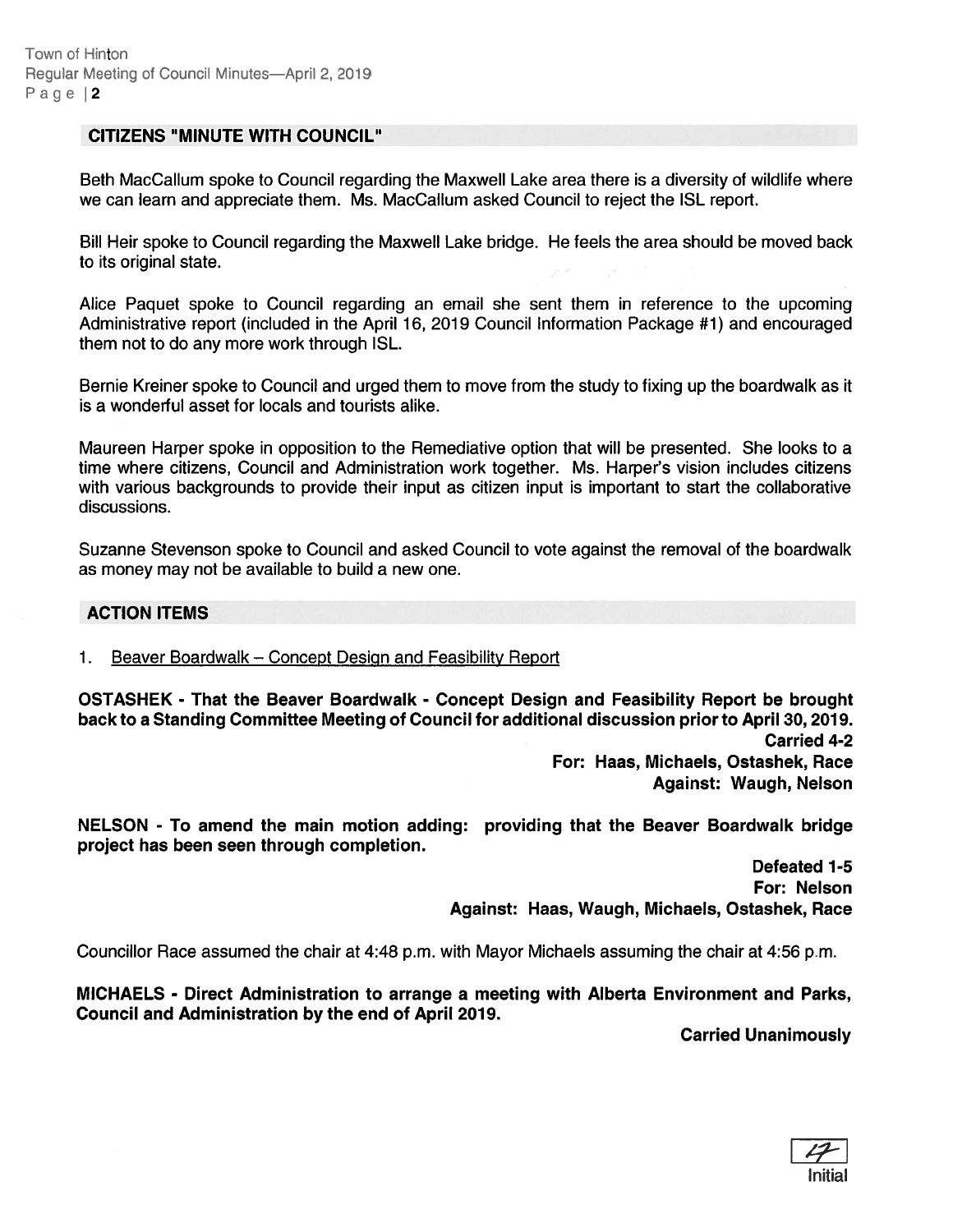## CITIZENS "MINUTE WITH COUNCIL"

Beth MacCallum spoke to Council regarding the Maxwell Lake area there is a diversity of wildlife where we can learn and appreciate them. Ms. MacCallum asked Council to reject the ISL report.

Bill Heir spoke to Council regarding the Maxwell Lake bridge. He feels the area should be moved back to its original state.

Alice Paquet spoke to Council regarding an email she sent them in reference to the upcoming Administrative report (included in the April 16, 2019 Council Information Package #1) and encouraged them not to do any more work through ISL.

Bernie Kreiner spoke to Council and urged them to move from the study to fixing up the boardwalk as it is a wonderful asset for locals and tourists alike.

Maureen Harper spoke in opposition to the Remediative option that will be presented. She looks to a time where citizens, Council and Administration work together. Ms. Harper's vision includes citizens with various backgrounds to provide their input as citizen input is important to start the collaborative discussions.

Suzanne Stevenson spoke to Council and asked Council to vote against the removal of the boardwalk as money may not be available to build a new one.

## ACTION ITEMS

1. Beaver Boardwalk – Concept Design and Feasibility Report

**OSTASHEK - That the Beaver Boardwalk - Concept Design and Feasibility Report be brought back to a Standing Committee Meeting of Council for additional discussion prior to April 30, 2019.**

**Carried 4-2**
**For: Haas, Michaels, Ostashek, Race**
**Against: Waugh, Nelson**

**NELSON - To amend the main motion adding: providing that the Beaver Boardwalk bridge project has been seen through completion.**

**Defeated 1-5**
**For: Nelson**
**Against: Haas, Waugh, Michaels, Ostashek, Race**

Councillor Race assumed the chair at 4:48 p.m. with Mayor Michaels assuming the chair at 4:56 p.m.

**MICHAELS - Direct Administration to arrange a meeting with Alberta Environment and Parks, Council and Administration by the end of April 2019.**

**Carried Unanimously**

Initial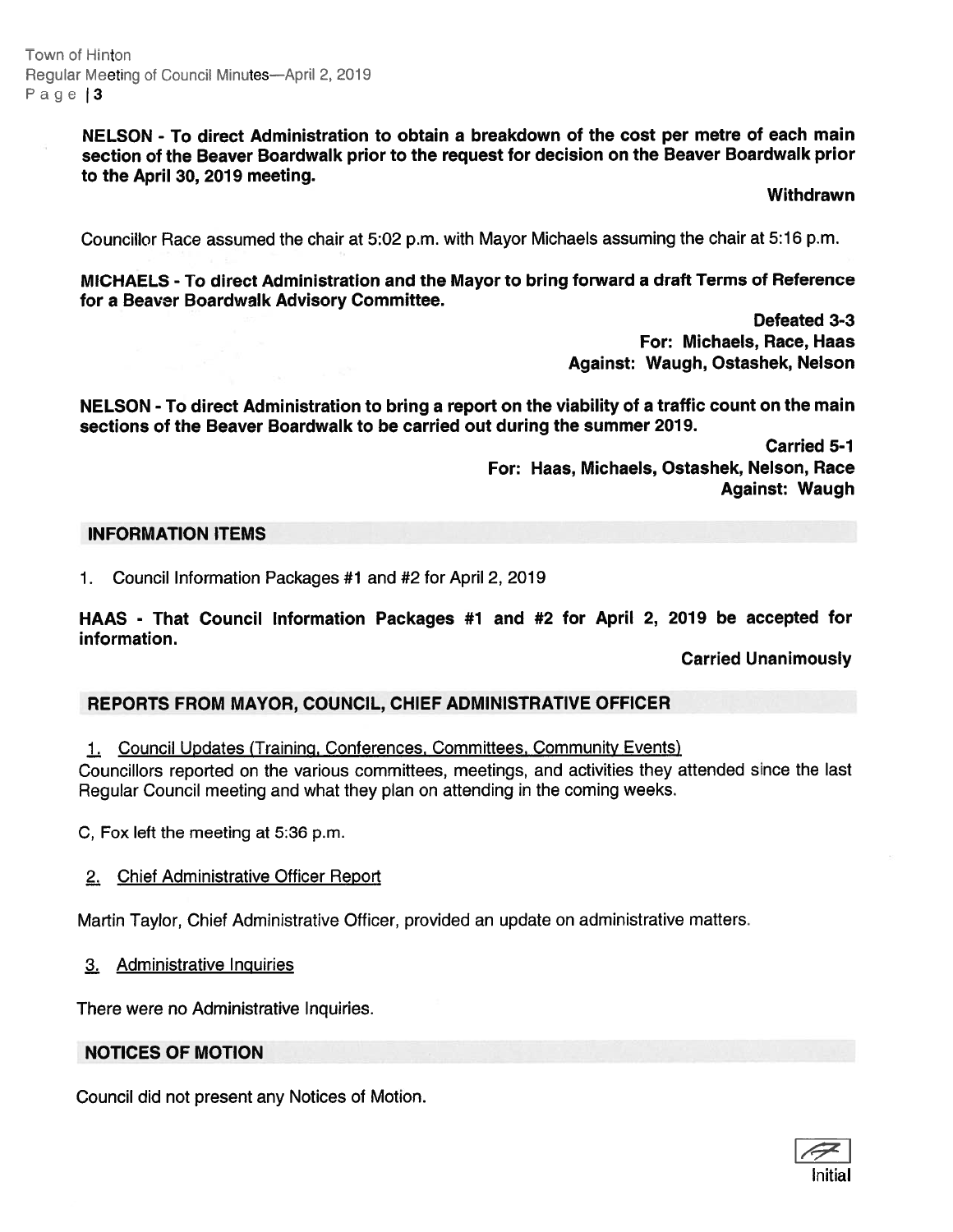**NELSON - To direct Administration to obtain a breakdown of the cost per metre of each main section of the Beaver Boardwalk prior to the request for decision on the Beaver Boardwalk prior to the April 30, 2019 meeting.**

**Withdrawn**

Councillor Race assumed the chair at 5:02 p.m. with Mayor Michaels assuming the chair at 5:16 p.m.

**MICHAELS - To direct Administration and the Mayor to bring forward a draft Terms of Reference for a Beaver Boardwalk Advisory Committee.**

**Defeated 3-3**
**For: Michaels, Race, Haas**
**Against: Waugh, Ostashek, Nelson**

**NELSON - To direct Administration to bring a report on the viability of a traffic count on the main sections of the Beaver Boardwalk to be carried out during the summer 2019.**

**Carried 5-1**
**For: Haas, Michaels, Ostashek, Nelson, Race**
**Against: Waugh**

## INFORMATION ITEMS

1. Council Information Packages #1 and #2 for April 2, 2019

**HAAS - That Council Information Packages #1 and #2 for April 2, 2019 be accepted for information.**

**Carried Unanimously**

## REPORTS FROM MAYOR, COUNCIL, CHIEF ADMINISTRATIVE OFFICER

1. Council Updates (Training, Conferences, Committees, Community Events)

Councillors reported on the various committees, meetings, and activities they attended since the last Regular Council meeting and what they plan on attending in the coming weeks.

C, Fox left the meeting at 5:36 p.m.

2. Chief Administrative Officer Report

Martin Taylor, Chief Administrative Officer, provided an update on administrative matters.

3. Administrative Inquiries

There were no Administrative Inquiries.

## NOTICES OF MOTION

Council did not present any Notices of Motion.

Initial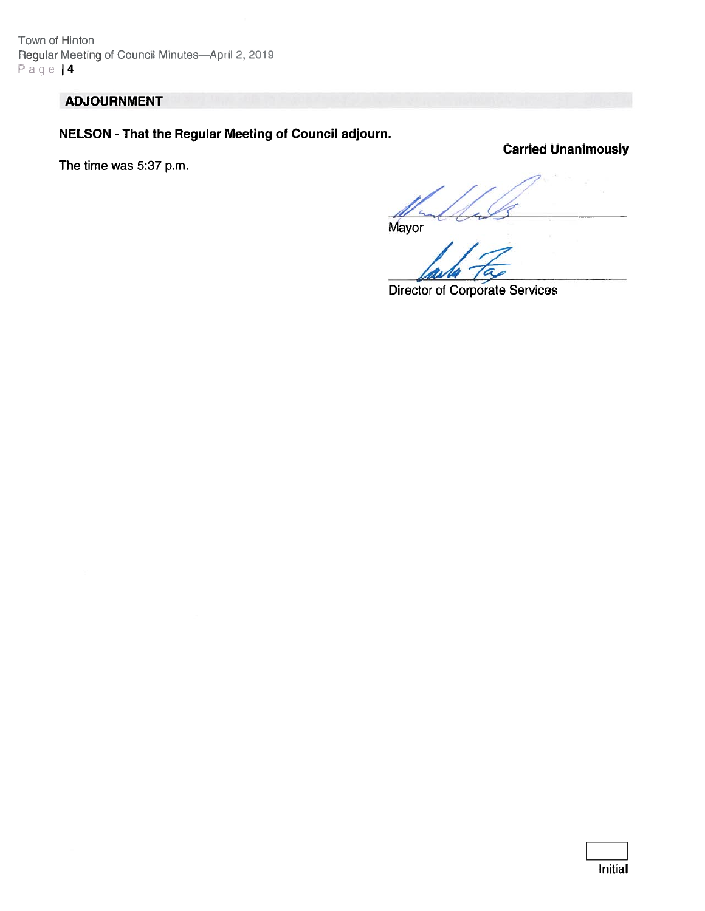## ADJOURNMENT

**NELSON - That the Regular Meeting of Council adjourn.**

**Carried Unanimously**

The time was 5:37 p.m.

Mayor

Director of Corporate Services

Initial